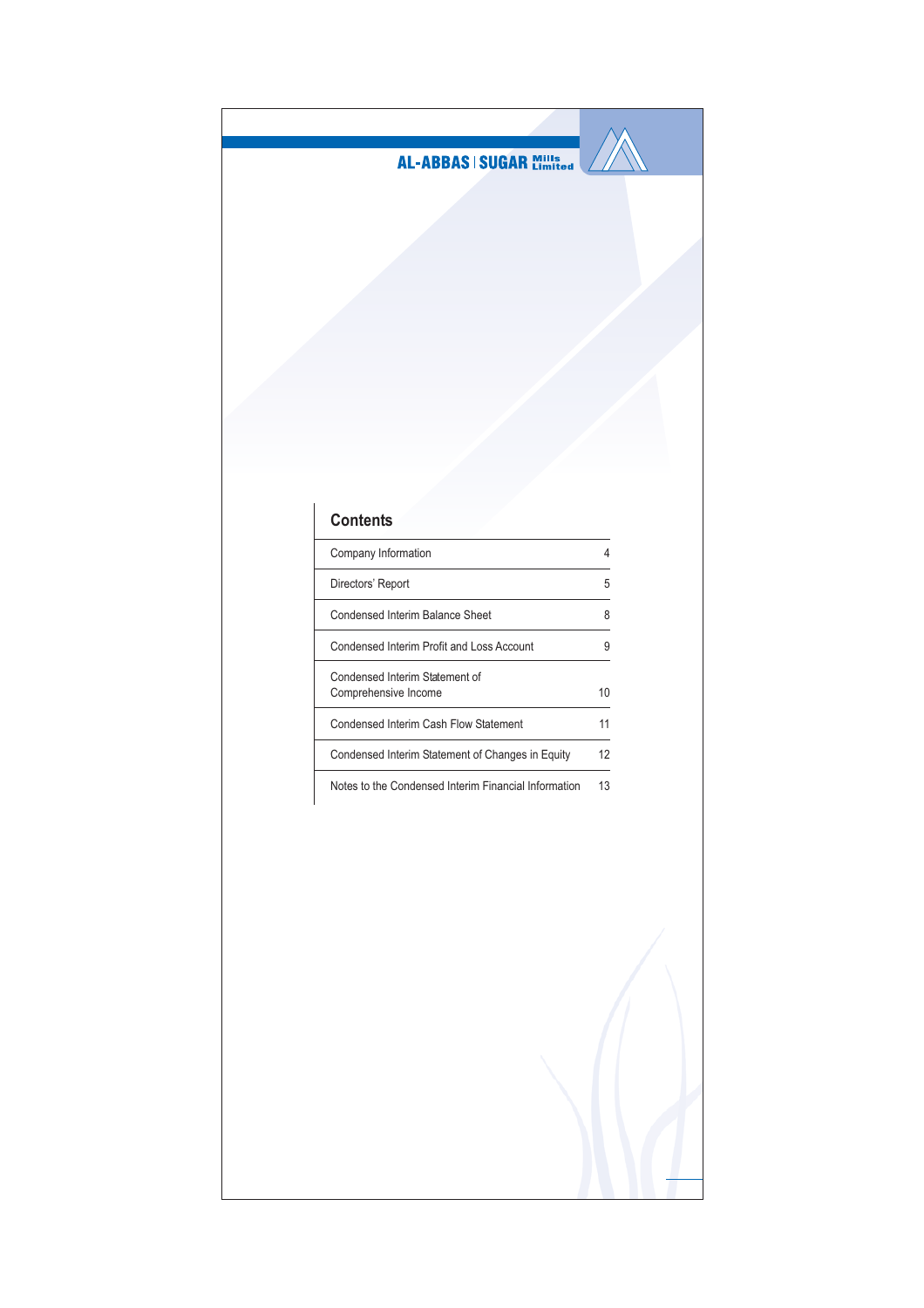AL-ABBAS | SUGAR Mills Limited

## Contents

| | |
|---|---|
| Company Information | 4 |
| Directors' Report | 5 |
| Condensed Interim Balance Sheet | 8 |
| Condensed Interim Profit and Loss Account | 9 |
| Condensed Interim Statement of Comprehensive Income | 10 |
| Condensed Interim Cash Flow Statement | 11 |
| Condensed Interim Statement of Changes in Equity | 12 |
| Notes to the Condensed Interim Financial Information | 13 |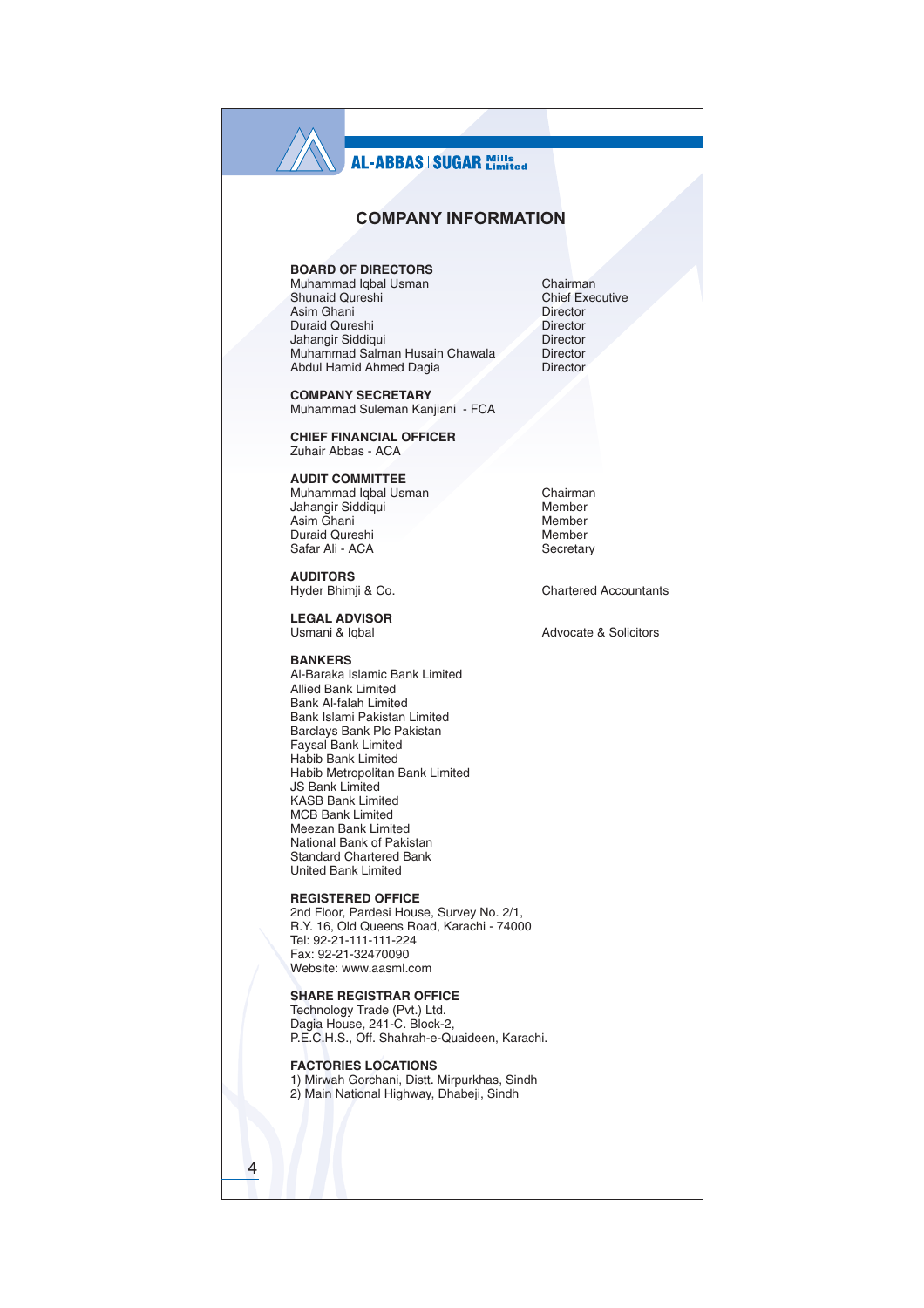# COMPANY INFORMATION

## BOARD OF DIRECTORS

| | |
|---|---|
| Muhammad Iqbal Usman | Chairman |
| Shunaid Qureshi | Chief Executive |
| Asim Ghani | Director |
| Duraid Qureshi | Director |
| Jahangir Siddiqui | Director |
| Muhammad Salman Husain Chawala | Director |
| Abdul Hamid Ahmed Dagia | Director |

## COMPANY SECRETARY

Muhammad Suleman Kanjiani - FCA

## CHIEF FINANCIAL OFFICER

Zuhair Abbas - ACA

## AUDIT COMMITTEE

| | |
|---|---|
| Muhammad Iqbal Usman | Chairman |
| Jahangir Siddiqui | Member |
| Asim Ghani | Member |
| Duraid Qureshi | Member |
| Safar Ali - ACA | Secretary |

## AUDITORS

Hyder Bhimji & Co. — Chartered Accountants

## LEGAL ADVISOR

Usmani & Iqbal — Advocate & Solicitors

## BANKERS

Al-Baraka Islamic Bank Limited
Allied Bank Limited
Bank Al-falah Limited
Bank Islami Pakistan Limited
Barclays Bank Plc Pakistan
Faysal Bank Limited
Habib Bank Limited
Habib Metropolitan Bank Limited
JS Bank Limited
KASB Bank Limited
MCB Bank Limited
Meezan Bank Limited
National Bank of Pakistan
Standard Chartered Bank
United Bank Limited

## REGISTERED OFFICE

2nd Floor, Pardesi House, Survey No. 2/1,
R.Y. 16, Old Queens Road, Karachi - 74000
Tel: 92-21-111-111-224
Fax: 92-21-32470090
Website: www.aasml.com

## SHARE REGISTRAR OFFICE

Technology Trade (Pvt.) Ltd.
Dagia House, 241-C. Block-2,
P.E.C.H.S., Off. Shahrah-e-Quaideen, Karachi.

## FACTORIES LOCATIONS

1) Mirwah Gorchani, Distt. Mirpurkhas, Sindh
2) Main National Highway, Dhabeji, Sindh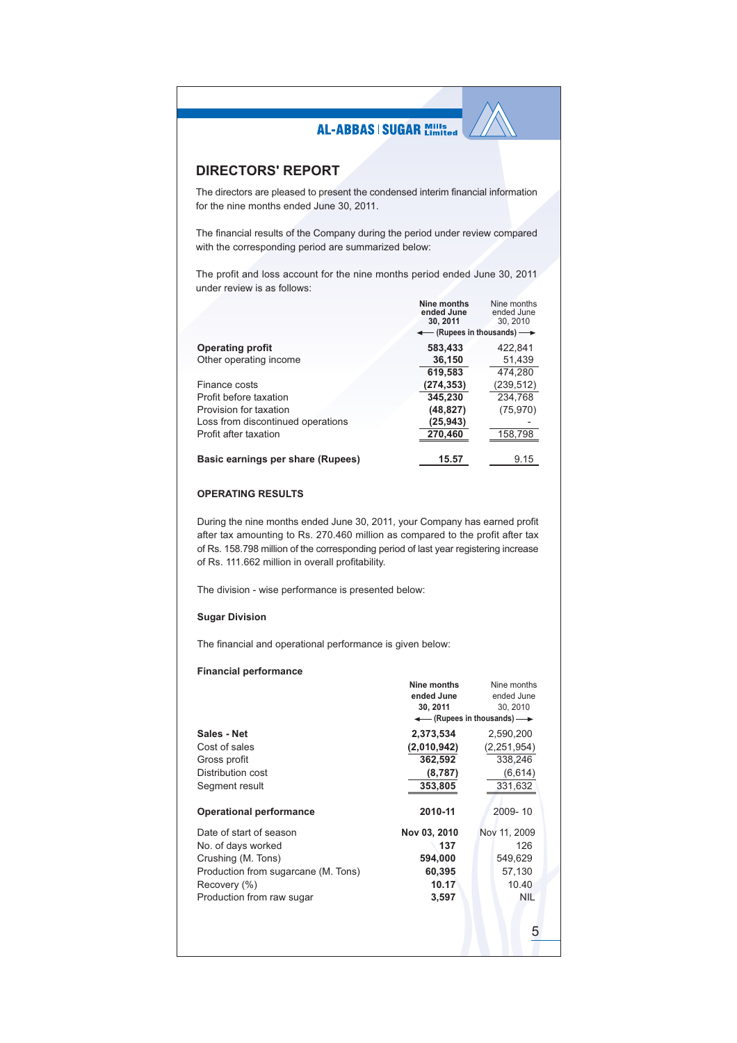## DIRECTORS' REPORT

The directors are pleased to present the condensed interim financial information for the nine months ended June 30, 2011.

The financial results of the Company during the period under review compared with the corresponding period are summarized below:

The profit and loss account for the nine months period ended June 30, 2011 under review is as follows:

| | Nine months ended June 30, 2011 | Nine months ended June 30, 2010 |
|---|---|---|
| | (Rupees in thousands) | |
| **Operating profit** | **583,433** | 422,841 |
| Other operating income | **36,150** | 51,439 |
| | **619,583** | 474,280 |
| Finance costs | **(274,353)** | (239,512) |
| Profit before taxation | **345,230** | 234,768 |
| Provision for taxation | **(48,827)** | (75,970) |
| Loss from discontinued operations | **(25,943)** | - |
| Profit after taxation | **270,460** | 158,798 |
| **Basic earnings per share (Rupees)** | **15.57** | 9.15 |

### OPERATING RESULTS

During the nine months ended June 30, 2011, your Company has earned profit after tax amounting to Rs. 270.460 million as compared to the profit after tax of Rs. 158.798 million of the corresponding period of last year registering increase of Rs. 111.662 million in overall profitability.

The division - wise performance is presented below:

**Sugar Division**

The financial and operational performance is given below:

**Financial performance**

| | Nine months ended June 30, 2011 | Nine months ended June 30, 2010 |
|---|---|---|
| | (Rupees in thousands) | |
| **Sales - Net** | **2,373,534** | 2,590,200 |
| Cost of sales | **(2,010,942)** | (2,251,954) |
| Gross profit | **362,592** | 338,246 |
| Distribution cost | **(8,787)** | (6,614) |
| Segment result | **353,805** | 331,632 |

| **Operational performance** | **2010-11** | 2009- 10 |
|---|---|---|
| Date of start of season | **Nov 03, 2010** | Nov 11, 2009 |
| No. of days worked | **137** | 126 |
| Crushing (M. Tons) | **594,000** | 549,629 |
| Production from sugarcane (M. Tons) | **60,395** | 57,130 |
| Recovery (%) | **10.17** | 10.40 |
| Production from raw sugar | **3,597** | NIL |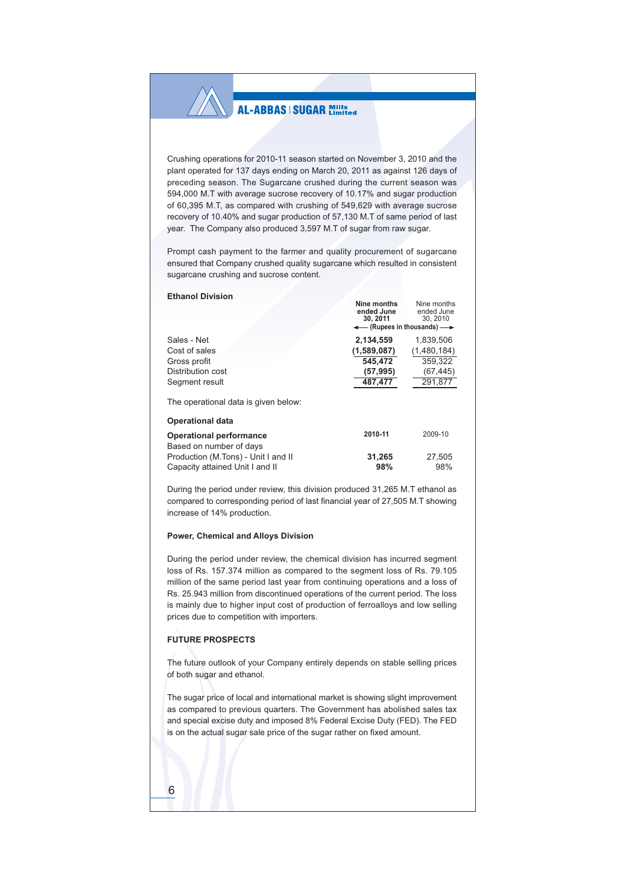Crushing operations for 2010-11 season started on November 3, 2010 and the plant operated for 137 days ending on March 20, 2011 as against 126 days of preceding season. The Sugarcane crushed during the current season was 594,000 M.T with average sucrose recovery of 10.17% and sugar production of 60,395 M.T, as compared with crushing of 549,629 with average sucrose recovery of 10.40% and sugar production of 57,130 M.T of same period of last year. The Company also produced 3,597 M.T of sugar from raw sugar.

Prompt cash payment to the farmer and quality procurement of sugarcane ensured that Company crushed quality sugarcane which resulted in consistent sugarcane crushing and sucrose content.

**Ethanol Division**

| | **Nine months ended June 30, 2011** | Nine months ended June 30, 2010 |
|---|---|---|
| | (Rupees in thousands) | |
| Sales - Net | **2,134,559** | 1,839,506 |
| Cost of sales | **(1,589,087)** | (1,480,184) |
| Gross profit | **545,472** | 359,322 |
| Distribution cost | **(57,995)** | (67,445) |
| Segment result | **487,477** | 291,877 |

The operational data is given below:

**Operational data**

| **Operational performance** | **2010-11** | 2009-10 |
|---|---|---|
| Based on number of days | | |
| Production (M.Tons) - Unit I and II | **31,265** | 27,505 |
| Capacity attained Unit I and II | **98%** | 98% |

During the period under review, this division produced 31,265 M.T ethanol as compared to corresponding period of last financial year of 27,505 M.T showing increase of 14% production.

**Power, Chemical and Alloys Division**

During the period under review, the chemical division has incurred segment loss of Rs. 157.374 million as compared to the segment loss of Rs. 79.105 million of the same period last year from continuing operations and a loss of Rs. 25.943 million from discontinued operations of the current period. The loss is mainly due to higher input cost of production of ferroalloys and low selling prices due to competition with importers.

**FUTURE PROSPECTS**

The future outlook of your Company entirely depends on stable selling prices of both sugar and ethanol.

The sugar price of local and international market is showing slight improvement as compared to previous quarters. The Government has abolished sales tax and special excise duty and imposed 8% Federal Excise Duty (FED). The FED is on the actual sugar sale price of the sugar rather on fixed amount.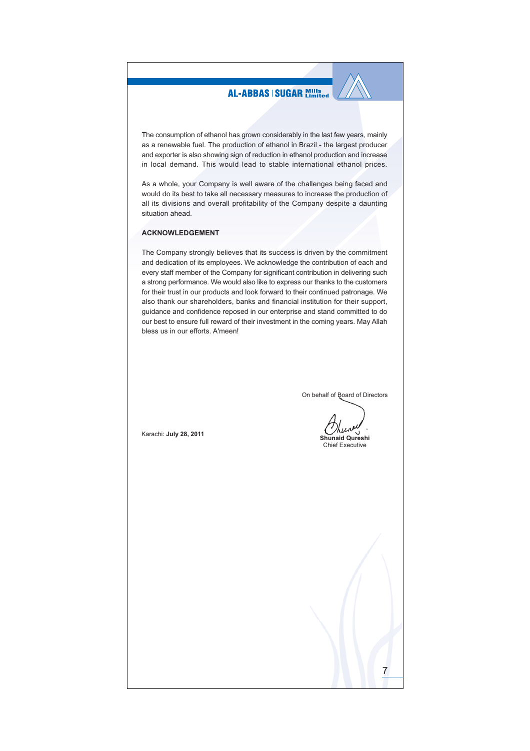The consumption of ethanol has grown considerably in the last few years, mainly as a renewable fuel. The production of ethanol in Brazil - the largest producer and exporter is also showing sign of reduction in ethanol production and increase in local demand. This would lead to stable international ethanol prices.

As a whole, your Company is well aware of the challenges being faced and would do its best to take all necessary measures to increase the production of all its divisions and overall profitability of the Company despite a daunting situation ahead.

## ACKNOWLEDGEMENT

The Company strongly believes that its success is driven by the commitment and dedication of its employees. We acknowledge the contribution of each and every staff member of the Company for significant contribution in delivering such a strong performance. We would also like to express our thanks to the customers for their trust in our products and look forward to their continued patronage. We also thank our shareholders, banks and financial institution for their support, guidance and confidence reposed in our enterprise and stand committed to do our best to ensure full reward of their investment in the coming years. May Allah bless us in our efforts. A'meen!

On behalf of Board of Directors

**Shunaid Qureshi**
Chief Executive

Karachi: **July 28, 2011**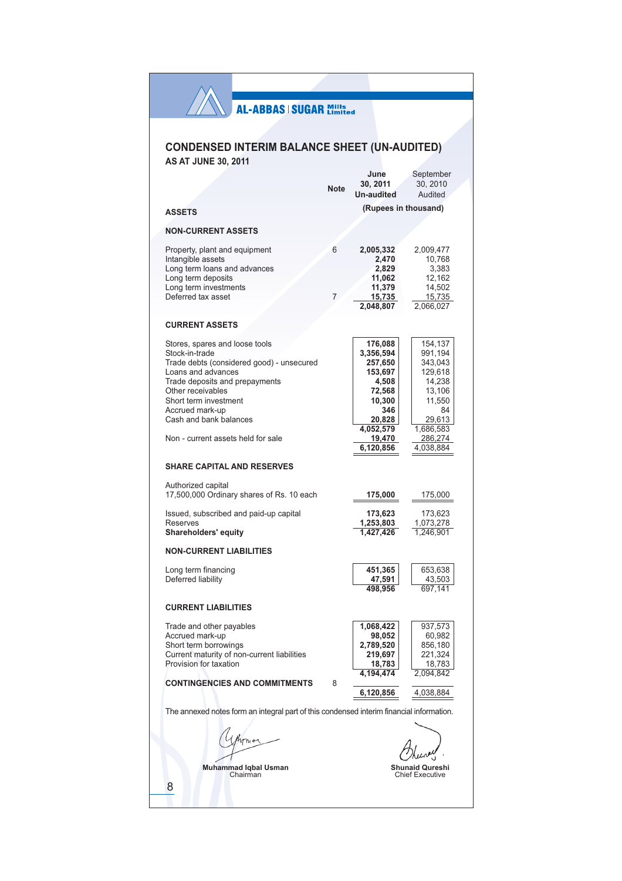AL-ABBAS | SUGAR Mills Limited

# CONDENSED INTERIM BALANCE SHEET (UN-AUDITED)

## AS AT JUNE 30, 2011

| | Note | June 30, 2011 Un-audited | September 30, 2010 Audited |
|---|---|---|---|
| | | (Rupees in thousand) | |
| **ASSETS** | | | |
| **NON-CURRENT ASSETS** | | | |
| Property, plant and equipment | 6 | **2,005,332** | 2,009,477 |
| Intangible assets | | **2,470** | 10,768 |
| Long term loans and advances | | **2,829** | 3,383 |
| Long term deposits | | **11,062** | 12,162 |
| Long term investments | | **11,379** | 14,502 |
| Deferred tax asset | 7 | **15,735** | 15,735 |
| | | **2,048,807** | 2,066,027 |
| **CURRENT ASSETS** | | | |
| Stores, spares and loose tools | | **176,088** | 154,137 |
| Stock-in-trade | | **3,356,594** | 991,194 |
| Trade debts (considered good) - unsecured | | **257,650** | 343,043 |
| Loans and advances | | **153,697** | 129,618 |
| Trade deposits and prepayments | | **4,508** | 14,238 |
| Other receivables | | **72,568** | 13,106 |
| Short term investment | | **10,300** | 11,550 |
| Accrued mark-up | | **346** | 84 |
| Cash and bank balances | | **20,828** | 29,613 |
| | | **4,052,579** | 1,686,583 |
| Non - current assets held for sale | | **19,470** | 286,274 |
| | | **6,120,856** | 4,038,884 |
| **SHARE CAPITAL AND RESERVES** | | | |
| Authorized capital | | | |
| 17,500,000 Ordinary shares of Rs. 10 each | | **175,000** | 175,000 |
| Issued, subscribed and paid-up capital | | **173,623** | 173,623 |
| Reserves | | **1,253,803** | 1,073,278 |
| **Shareholders' equity** | | **1,427,426** | 1,246,901 |
| **NON-CURRENT LIABILITIES** | | | |
| Long term financing | | **451,365** | 653,638 |
| Deferred liability | | **47,591** | 43,503 |
| | | **498,956** | 697,141 |
| **CURRENT LIABILITIES** | | | |
| Trade and other payables | | **1,068,422** | 937,573 |
| Accrued mark-up | | **98,052** | 60,982 |
| Short term borrowings | | **2,789,520** | 856,180 |
| Current maturity of non-current liabilities | | **219,697** | 221,324 |
| Provision for taxation | | **18,783** | 18,783 |
| | | **4,194,474** | 2,094,842 |
| **CONTINGENCIES AND COMMITMENTS** | 8 | | |
| | | **6,120,856** | 4,038,884 |

The annexed notes form an integral part of this condensed interim financial information.

**Muhammad Iqbal Usman**
Chairman

**Shunaid Qureshi**
Chief Executive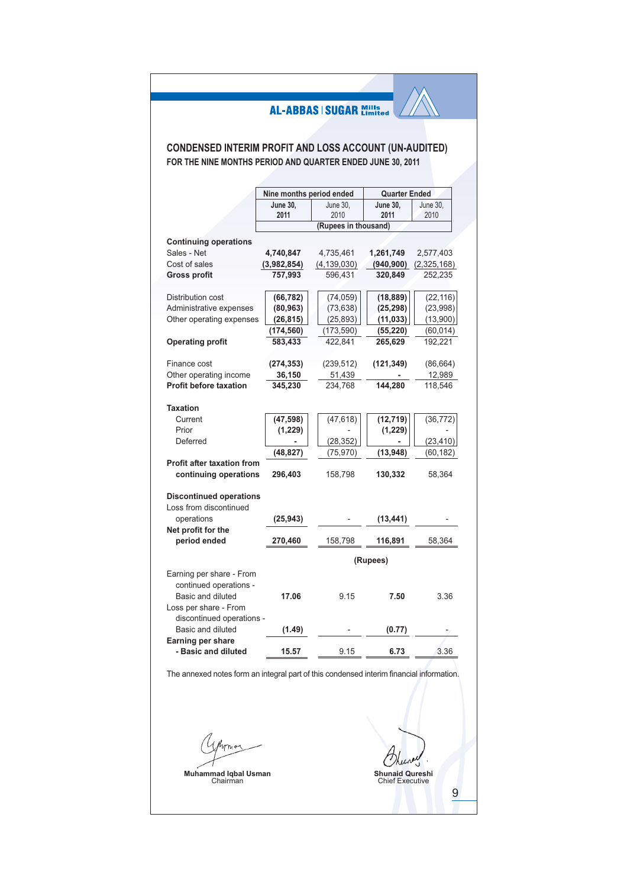AL-ABBAS | SUGAR Mills Limited

## CONDENSED INTERIM PROFIT AND LOSS ACCOUNT (UN-AUDITED)

### FOR THE NINE MONTHS PERIOD AND QUARTER ENDED JUNE 30, 2011

| | Nine months period ended | | Quarter Ended | |
|---|---|---|---|---|
| | **June 30, 2011** | June 30, 2010 | **June 30, 2011** | June 30, 2010 |
| | (Rupees in thousand) | | | |
| **Continuing operations** | | | | |
| Sales - Net | **4,740,847** | 4,735,461 | **1,261,749** | 2,577,403 |
| Cost of sales | **(3,982,854)** | (4,139,030) | **(940,900)** | (2,325,168) |
| **Gross profit** | **757,993** | 596,431 | **320,849** | 252,235 |
| Distribution cost | **(66,782)** | (74,059) | **(18,889)** | (22,116) |
| Administrative expenses | **(80,963)** | (73,638) | **(25,298)** | (23,998) |
| Other operating expenses | **(26,815)** | (25,893) | **(11,033)** | (13,900) |
| | **(174,560)** | (173,590) | **(55,220)** | (60,014) |
| **Operating profit** | **583,433** | 422,841 | **265,629** | 192,221 |
| Finance cost | **(274,353)** | (239,512) | **(121,349)** | (86,664) |
| Other operating income | **36,150** | 51,439 | **-** | 12,989 |
| **Profit before taxation** | **345,230** | 234,768 | **144,280** | 118,546 |
| **Taxation** | | | | |
| Current | **(47,598)** | (47,618) | **(12,719)** | (36,772) |
| Prior | **(1,229)** | - | **(1,229)** | - |
| Deferred | **-** | (28,352) | **-** | (23,410) |
| | **(48,827)** | (75,970) | **(13,948)** | (60,182) |
| **Profit after taxation from continuing operations** | **296,403** | 158,798 | **130,332** | 58,364 |
| **Discontinued operations** | | | | |
| Loss from discontinued operations | **(25,943)** | - | **(13,441)** | - |
| **Net profit for the period ended** | **270,460** | 158,798 | **116,891** | 58,364 |
| | (Rupees) | | | |
| Earning per share - From continued operations - Basic and diluted | **17.06** | 9.15 | **7.50** | 3.36 |
| Loss per share - From discontinued operations - Basic and diluted | **(1.49)** | - | **(0.77)** | - |
| **Earning per share - Basic and diluted** | **15.57** | 9.15 | **6.73** | 3.36 |

The annexed notes form an integral part of this condensed interim financial information.

**Muhammad Iqbal Usman**
Chairman

**Shunaid Qureshi**
Chief Executive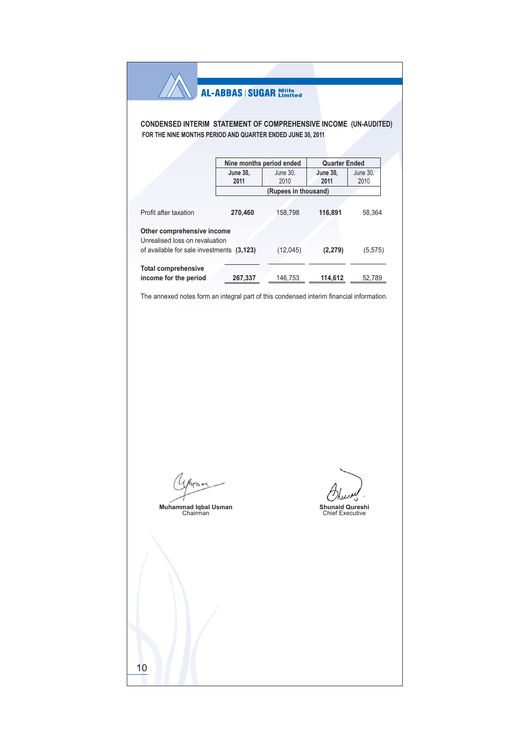# CONDENSED INTERIM STATEMENT OF COMPREHENSIVE INCOME (UN-AUDITED)

## FOR THE NINE MONTHS PERIOD AND QUARTER ENDED JUNE 30, 2011

| | Nine months period ended | | Quarter Ended | |
|---|---|---|---|---|
| | **June 30, 2011** | June 30, 2010 | **June 30, 2011** | June 30, 2010 |
| | (Rupees in thousand) | | | |
| Profit after taxation | **270,460** | 158,798 | **116,891** | 58,364 |
| **Other comprehensive income** | | | | |
| Unrealised loss on revaluation of available for sale investments | **(3,123)** | (12,045) | **(2,279)** | (5,575) |
| **Total comprehensive income for the period** | **267,337** | 146,753 | **114,612** | 52,789 |

The annexed notes form an integral part of this condensed interim financial information.

**Muhammad Iqbal Usman**
Chairman

**Shunaid Qureshi**
Chief Executive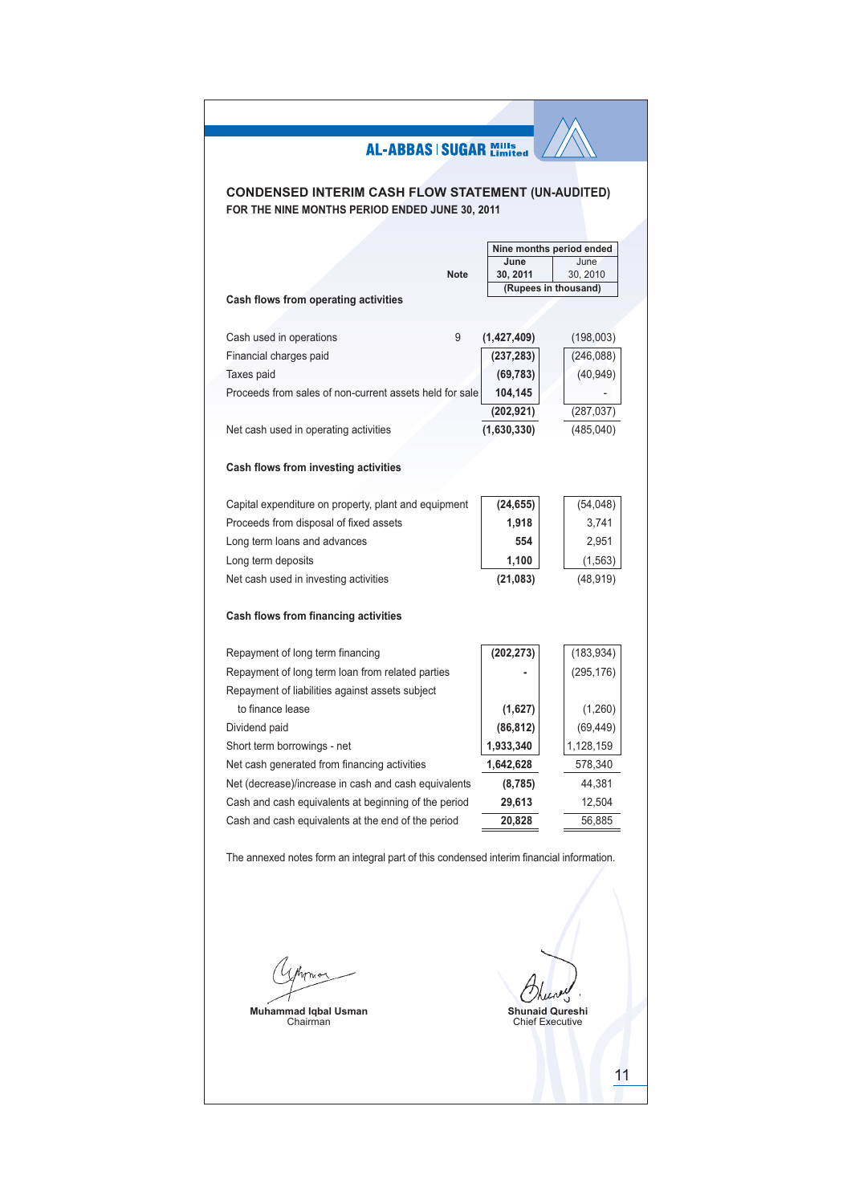AL-ABBAS | SUGAR Mills Limited

## CONDENSED INTERIM CASH FLOW STATEMENT (UN-AUDITED)

### FOR THE NINE MONTHS PERIOD ENDED JUNE 30, 2011

| | Note | Nine months period ended June 30, 2011 | June 30, 2010 |
|---|---|---|---|
| | | (Rupees in thousand) | |
| **Cash flows from operating activities** | | | |
| Cash used in operations | 9 | **(1,427,409)** | (198,003) |
| Financial charges paid | | **(237,283)** | (246,088) |
| Taxes paid | | **(69,783)** | (40,949) |
| Proceeds from sales of non-current assets held for sale | | **104,145** | - |
| | | **(202,921)** | (287,037) |
| Net cash used in operating activities | | **(1,630,330)** | (485,040) |
| **Cash flows from investing activities** | | | |
| Capital expenditure on property, plant and equipment | | **(24,655)** | (54,048) |
| Proceeds from disposal of fixed assets | | **1,918** | 3,741 |
| Long term loans and advances | | **554** | 2,951 |
| Long term deposits | | **1,100** | (1,563) |
| Net cash used in investing activities | | **(21,083)** | (48,919) |
| **Cash flows from financing activities** | | | |
| Repayment of long term financing | | **(202,273)** | (183,934) |
| Repayment of long term loan from related parties | | **-** | (295,176) |
| Repayment of liabilities against assets subject to finance lease | | **(1,627)** | (1,260) |
| Dividend paid | | **(86,812)** | (69,449) |
| Short term borrowings - net | | **1,933,340** | 1,128,159 |
| Net cash generated from financing activities | | **1,642,628** | 578,340 |
| Net (decrease)/increase in cash and cash equivalents | | **(8,785)** | 44,381 |
| Cash and cash equivalents at beginning of the period | | **29,613** | 12,504 |
| Cash and cash equivalents at the end of the period | | **20,828** | 56,885 |

The annexed notes form an integral part of this condensed interim financial information.

**Muhammad Iqbal Usman**
Chairman

**Shunaid Qureshi**
Chief Executive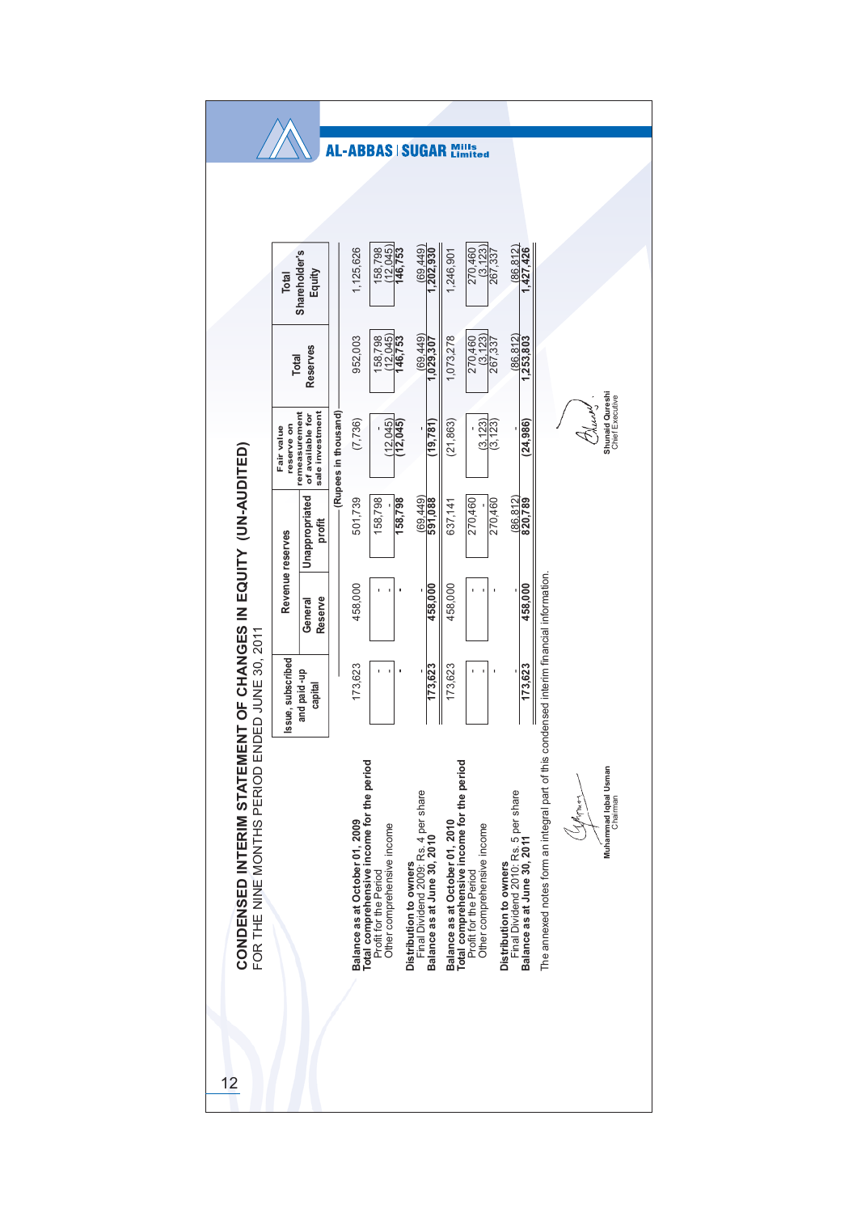# CONDENSED INTERIM STATEMENT OF CHANGES IN EQUITY (UN-AUDITED)

FOR THE NINE MONTHS PERIOD ENDED JUNE 30, 2011

| | Issue, subscribed and paid-up capital | Revenue reserves | | Fair value reserve on remeasurement of available for sale investment | Total Reserves | Total Shareholder's Equity |
|---|---|---|---|---|---|---|
| | | General Reserve | Unappropriated profit | | | |
| | (Rupees in thousand) | | | | | |
| **Balance as at October 01, 2009** | 173,623 | 458,000 | 501,739 | (7,736) | 952,003 | 1,125,626 |
| **Total comprehensive income for the period** | | | | | | |
| Profit for the Period | - | - | 158,798 | - | 158,798 | 158,798 |
| Other comprehensive income | - | - | - | (12,045) | (12,045) | (12,045) |
| | - | - | 158,798 | (12,045) | 146,753 | 146,753 |
| **Distribution to owners** | | | | | | |
| Final Dividend 2009: Rs. 4 per share | - | - | (69,449) | - | (69,449) | (69,449) |
| **Balance as at June 30, 2010** | 173,623 | 458,000 | 591,088 | (19,781) | 1,029,307 | 1,202,930 |
| **Balance as at October 01, 2010** | 173,623 | 458,000 | 637,141 | (21,863) | 1,073,278 | 1,246,901 |
| **Total comprehensive income for the period** | | | | | | |
| Profit for the Period | - | - | 270,460 | - | 270,460 | 270,460 |
| Other comprehensive income | - | - | - | (3,123) | (3,123) | (3,123) |
| | - | - | 270,460 | (3,123) | 267,337 | 267,337 |
| **Distribution to owners** | | | | | | |
| Final Dividend 2010: Rs. 5 per share | - | - | (86,812) | - | (86,812) | (86,812) |
| **Balance as at June 30, 2011** | 173,623 | 458,000 | 820,789 | (24,986) | 1,253,803 | 1,427,426 |

The annexed notes form an integral part of this condensed interim financial information.

**Muhammad Iqbal Usman**
Chairman

**Shunaid Qureshi**
Chief Executive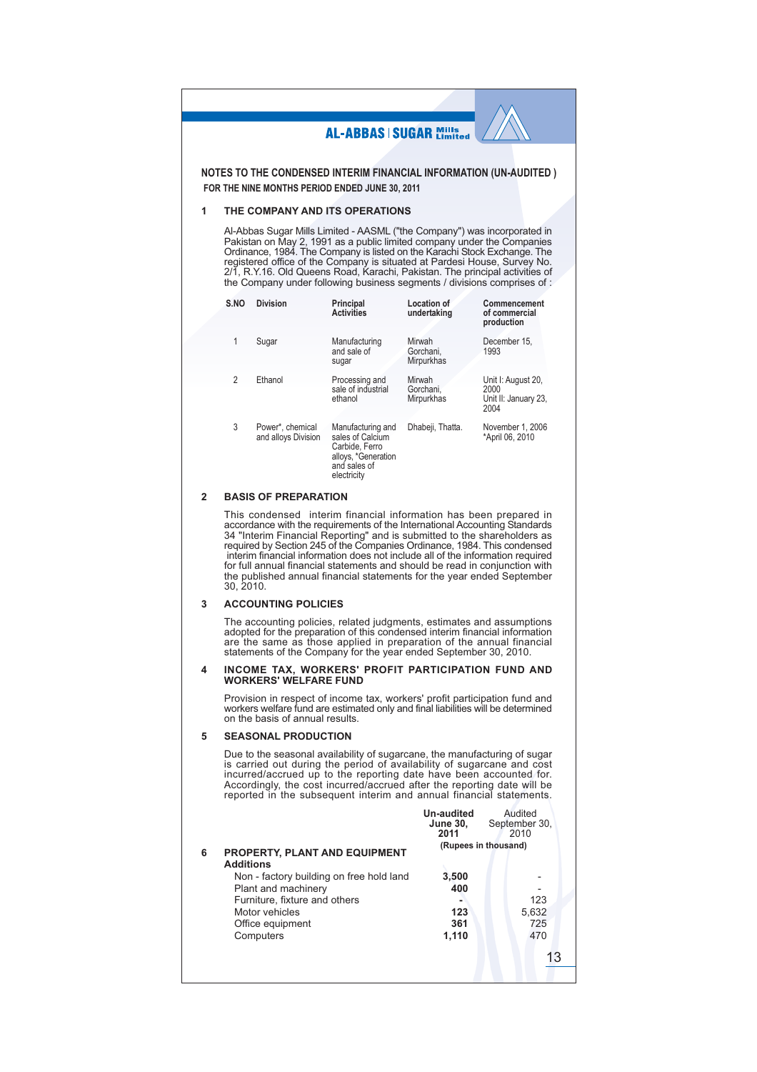## NOTES TO THE CONDENSED INTERIM FINANCIAL INFORMATION (UN-AUDITED )
### FOR THE NINE MONTHS PERIOD ENDED JUNE 30, 2011

### 1 THE COMPANY AND ITS OPERATIONS

Al-Abbas Sugar Mills Limited - AASML ("the Company") was incorporated in Pakistan on May 2, 1991 as a public limited company under the Companies Ordinance, 1984. The Company is listed on the Karachi Stock Exchange. The registered office of the Company is situated at Pardesi House, Survey No. 2/1, R.Y.16. Old Queens Road, Karachi, Pakistan. The principal activities of the Company under following business segments / divisions comprises of :

| S.NO | Division | Principal Activities | Location of undertaking | Commencement of commercial production |
|---|---|---|---|---|
| 1 | Sugar | Manufacturing and sale of sugar | Mirwah Gorchani, Mirpurkhas | December 15, 1993 |
| 2 | Ethanol | Processing and sale of industrial ethanol | Mirwah Gorchani, Mirpurkhas | Unit I: August 20, 2000 Unit II: January 23, 2004 |
| 3 | Power*, chemical and alloys Division | Manufacturing and sales of Calcium Carbide, Ferro alloys, *Generation and sales of electricity | Dhabeji, Thatta. | November 1, 2006 *April 06, 2010 |

### 2 BASIS OF PREPARATION

This condensed interim financial information has been prepared in accordance with the requirements of the International Accounting Standards 34 "Interim Financial Reporting" and is submitted to the shareholders as required by Section 245 of the Companies Ordinance, 1984. This condensed interim financial information does not include all of the information required for full annual financial statements and should be read in conjunction with the published annual financial statements for the year ended September 30, 2010.

### 3 ACCOUNTING POLICIES

The accounting policies, related judgments, estimates and assumptions adopted for the preparation of this condensed interim financial information are the same as those applied in preparation of the annual financial statements of the Company for the year ended September 30, 2010.

### 4 INCOME TAX, WORKERS' PROFIT PARTICIPATION FUND AND WORKERS' WELFARE FUND

Provision in respect of income tax, workers' profit participation fund and workers welfare fund are estimated only and final liabilities will be determined on the basis of annual results.

### 5 SEASONAL PRODUCTION

Due to the seasonal availability of sugarcane, the manufacturing of sugar is carried out during the period of availability of sugarcane and cost incurred/accrued up to the reporting date have been accounted for. Accordingly, the cost incurred/accrued after the reporting date will be reported in the subsequent interim and annual financial statements.

| | Un-audited June 30, 2011 | Audited September 30, 2010 |
|---|---|---|
| | (Rupees in thousand) | |
| **6 PROPERTY, PLANT AND EQUIPMENT** | | |
| **Additions** | | |
| Non - factory building on free hold land | **3,500** | - |
| Plant and machinery | **400** | - |
| Furniture, fixture and others | **-** | 123 |
| Motor vehicles | **123** | 5,632 |
| Office equipment | **361** | 725 |
| Computers | **1,110** | 470 |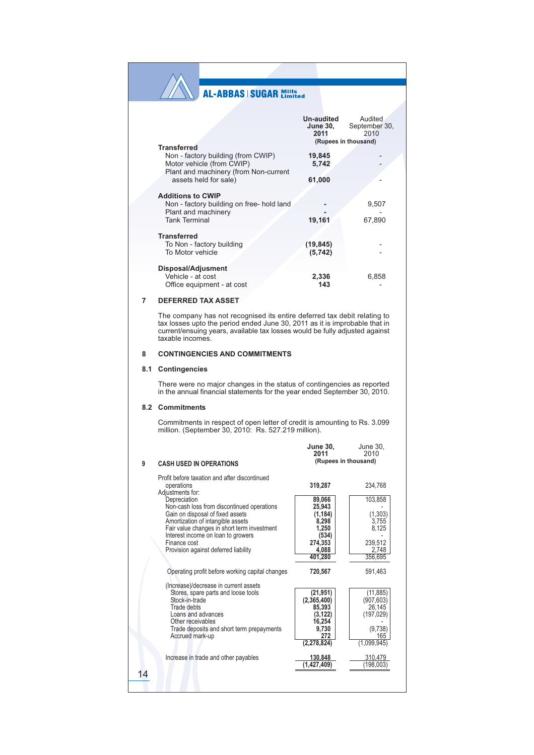| | Un-audited June 30, 2011 | Audited September 30, 2010 |
|---|---|---|
| | (Rupees in thousand) | |
| **Transferred** | | |
| Non - factory building (from CWIP) | **19,845** | - |
| Motor vehicle (from CWIP) | **5,742** | - |
| Plant and machinery (from Non-current assets held for sale) | **61,000** | - |
| **Additions to CWIP** | | |
| Non - factory building on free- hold land | **-** | 9,507 |
| Plant and machinery | **-** | - |
| Tank Terminal | **19,161** | 67,890 |
| **Transferred** | | |
| To Non - factory building | **(19,845)** | - |
| To Motor vehicle | **(5,742)** | - |
| **Disposal/Adjustment** | | |
| Vehicle - at cost | **2,336** | 6,858 |
| Office equipment - at cost | **143** | - |

## 7 DEFERRED TAX ASSET

The company has not recognised its entire deferred tax debit relating to tax losses upto the period ended June 30, 2011 as it is improbable that in current/ensuing years, available tax losses would be fully adjusted against taxable incomes.

## 8 CONTINGENCIES AND COMMITMENTS

### 8.1 Contingencies

There were no major changes in the status of contingencies as reported in the annual financial statements for the year ended September 30, 2010.

### 8.2 Commitments

Commitments in respect of open letter of credit is amounting to Rs. 3.099 million. (September 30, 2010: Rs. 527.219 million).

## 9 CASH USED IN OPERATIONS

| | June 30, 2011 | | June 30, 2010 | |
|---|---|---|---|---|
| | (Rupees in thousand) | | | |
| Profit before taxation and after discontinued operations | | **319,287** | | 234,768 |
| Adjustments for: | | | | |
| Depreciation | **89,066** | | 103,858 | |
| Non-cash loss from discontinued operations | **25,943** | | - | |
| Gain on disposal of fixed assets | **(1,184)** | | (1,303) | |
| Amortization of intangible assets | **8,298** | | 3,755 | |
| Fair value changes in short term investment | **1,250** | | 8,125 | |
| Interest income on loan to growers | **(534)** | | - | |
| Finance cost | **274,353** | | 239,512 | |
| Provision against deferred liability | **4,088** | | 2,748 | |
| | | **401,280** | | 356,695 |
| Operating profit before working capital changes | | **720,567** | | 591,463 |
| (Increase)/decrease in current assets | | | | |
| Stores, spare parts and loose tools | **(21,951)** | | (11,885) | |
| Stock-in-trade | **(2,365,400)** | | (907,603) | |
| Trade debts | **85,393** | | 26,145 | |
| Loans and advances | **(3,122)** | | (197,029) | |
| Other receivables | **16,254** | | - | |
| Trade deposits and short term prepayments | **9,730** | | (9,738) | |
| Accrued mark-up | **272** | | 165 | |
| | | **(2,278,824)** | | (1,099,945) |
| Increase in trade and other payables | | **130,848** | | 310,479 |
| | | **(1,427,409)** | | (198,003) |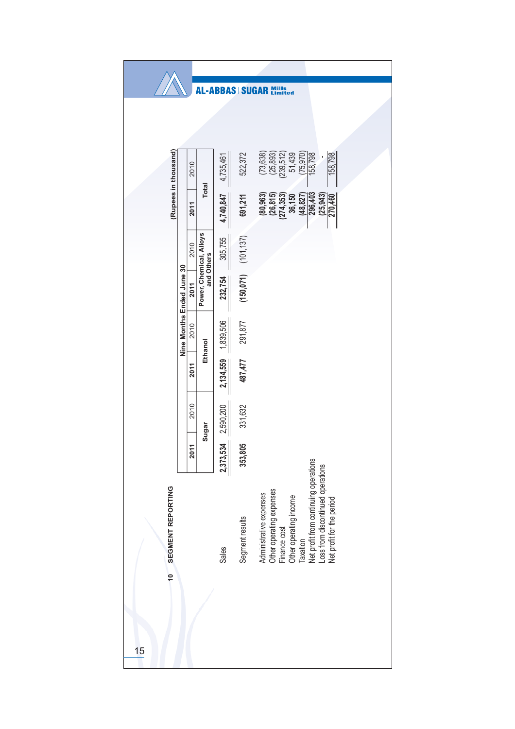## 10 SEGMENT REPORTING

(Rupees in thousand)

| | Nine Months Ended June 30 | | | | | | | |
|---|---|---|---|---|---|---|---|---|
| | Sugar | | Ethanol | | Power, Chemical, Alloys and Others | | Total | |
| | **2011** | 2010 | **2011** | 2010 | **2011** | 2010 | **2011** | 2010 |
| Sales | **2,373,534** | 2,590,200 | **2,134,559** | 1,839,506 | **232,754** | 305,755 | **4,740,847** | 4,735,461 |
| Segment results | **353,805** | 331,632 | **487,477** | 291,877 | **(150,071)** | (101,137) | **691,211** | 522,372 |
| Administrative expenses | | | | | | | **(80,963)** | (73,638) |
| Other operating expenses | | | | | | | **(26,815)** | (25,893) |
| Finance cost | | | | | | | **(274,353)** | (239,512) |
| Other operating income | | | | | | | **36,150** | 51,439 |
| Taxation | | | | | | | **(48,827)** | (75,970) |
| Net profit from continuing operations | | | | | | | **296,403** | 158,798 |
| Loss from discontinued operations | | | | | | | **(25,943)** | - |
| Net profit for the period | | | | | | | **270,460** | 158,798 |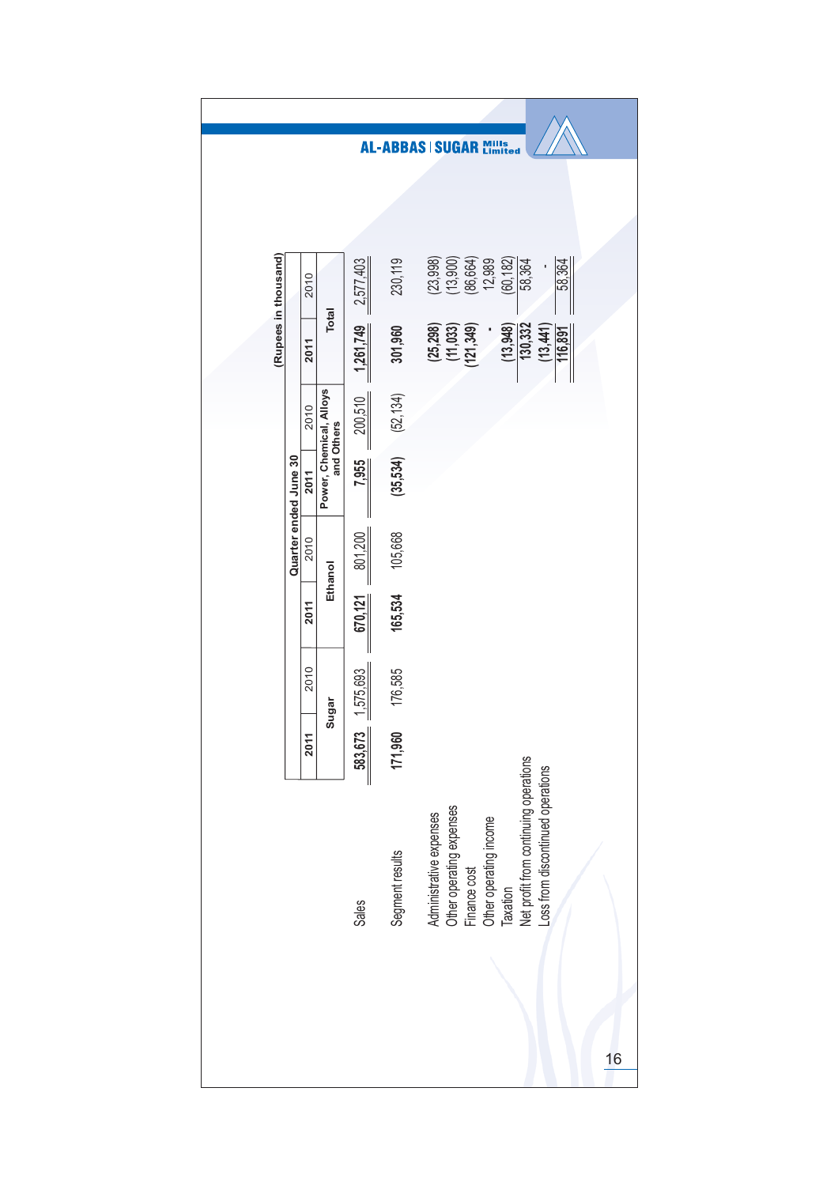(Rupees in thousand)

| | Quarter ended June 30 | | | | | | | |
|---|---|---|---|---|---|---|---|---|
| | 2011 | 2010 | 2011 | 2010 | 2011 | 2010 | 2011 | 2010 |
| | Sugar | | Ethanol | | Power, Chemical, Alloys and Others | | Total | |
| Sales | **583,673** | 1,575,693 | **670,121** | 801,200 | **7,955** | 200,510 | **1,261,749** | 2,577,403 |
| Segment results | **171,960** | 176,585 | **165,534** | 105,668 | **(35,534)** | (52,134) | **301,960** | 230,119 |
| Administrative expenses | | | | | | | **(25,298)** | (23,998) |
| Other operating expenses | | | | | | | **(11,033)** | (13,900) |
| Finance cost | | | | | | | **(121,349)** | (86,664) |
| Other operating income | | | | | | | **-** | 12,989 |
| Taxation | | | | | | | **(13,948)** | (60,182) |
| Net profit from continuing operations | | | | | | | **130,332** | 58,364 |
| Loss from discontinued operations | | | | | | | **(13,441)** | - |
| | | | | | | | **116,891** | 58,364 |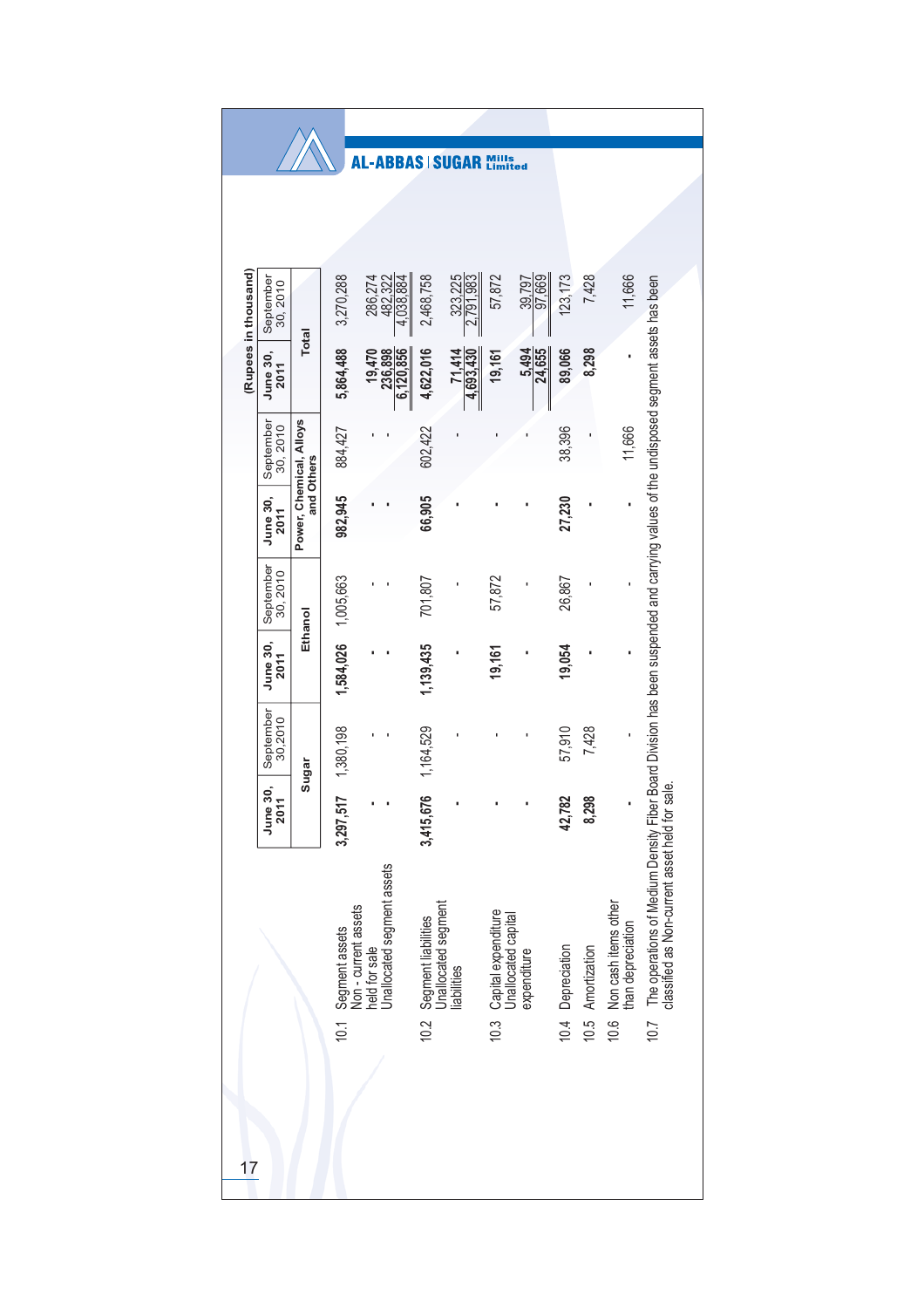(Rupees in thousand)

| | | Sugar | | Ethanol | | Power, Chemical, Alloys and Others | | Total | |
|---|---|---|---|---|---|---|---|---|---|
| | | June 30, 2011 | September 30,2010 | June 30, 2011 | September 30, 2010 | June 30, 2011 | September 30, 2010 | June 30, 2011 | September 30, 2010 |
| 10.1 | Segment assets | **3,297,517** | 1,380,198 | **1,584,026** | 1,005,663 | **982,945** | 884,427 | **5,864,488** | 3,270,288 |
| | Non - current assets held for sale | **-** | - | **-** | - | **-** | - | **19,470** | 286,274 |
| | Unallocated segment assets | **-** | - | **-** | - | **-** | - | **236,898** | 482,322 |
| | | | | | | | | **6,120,856** | 4,038,884 |
| 10.2 | Segment liabilities | **3,415,676** | 1,164,529 | **1,139,435** | 701,807 | **66,905** | 602,422 | **4,622,016** | 2,468,758 |
| | Unallocated segment liabilities | **-** | - | **-** | - | **-** | - | **71,414** | 323,225 |
| | | | | | | | | **4,693,430** | 2,791,983 |
| 10.3 | Capital expenditure | **-** | - | **19,161** | 57,872 | **-** | - | **19,161** | 57,872 |
| | Unallocated capital expenditure | **-** | - | **-** | - | **-** | - | **5,494** | 39,797 |
| | | | | | | | | **24,655** | 97,669 |
| 10.4 | Depreciation | **42,782** | 57,910 | **19,054** | 26,867 | **27,230** | 38,396 | **89,066** | 123,173 |
| 10.5 | Amortization | **8,298** | 7,428 | **-** | - | **-** | - | **8,298** | 7,428 |
| 10.6 | Non cash items other than depreciation | **-** | - | **-** | - | **-** | 11,666 | **-** | 11,666 |

10.7 The operations of Medium Density Fiber Board Division has been suspended and carrying values of the undisposed segment assets has been classified as Non-current asset held for sale.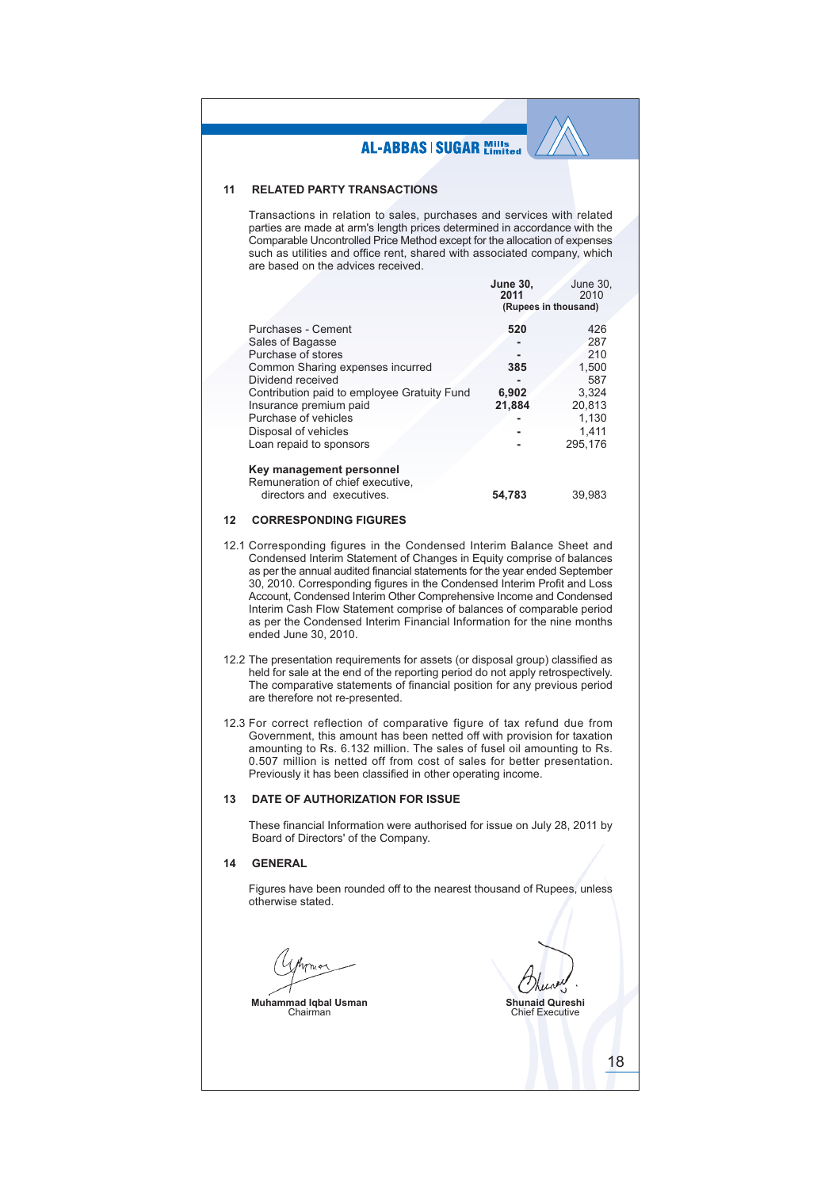## 11 RELATED PARTY TRANSACTIONS

Transactions in relation to sales, purchases and services with related parties are made at arm's length prices determined in accordance with the Comparable Uncontrolled Price Method except for the allocation of expenses such as utilities and office rent, shared with associated company, which are based on the advices received.

| | **June 30, 2011** | June 30, 2010 |
|---|---|---|
| | **(Rupees in thousand)** | |
| Purchases - Cement | **520** | 426 |
| Sales of Bagasse | **-** | 287 |
| Purchase of stores | **-** | 210 |
| Common Sharing expenses incurred | **385** | 1,500 |
| Dividend received | **-** | 587 |
| Contribution paid to employee Gratuity Fund | **6,902** | 3,324 |
| Insurance premium paid | **21,884** | 20,813 |
| Purchase of vehicles | **-** | 1,130 |
| Disposal of vehicles | **-** | 1,411 |
| Loan repaid to sponsors | **-** | 295,176 |
| **Key management personnel** | | |
| Remuneration of chief executive, directors and executives. | **54,783** | 39,983 |

## 12 CORRESPONDING FIGURES

12.1 Corresponding figures in the Condensed Interim Balance Sheet and Condensed Interim Statement of Changes in Equity comprise of balances as per the annual audited financial statements for the year ended September 30, 2010. Corresponding figures in the Condensed Interim Profit and Loss Account, Condensed Interim Other Comprehensive Income and Condensed Interim Cash Flow Statement comprise of balances of comparable period as per the Condensed Interim Financial Information for the nine months ended June 30, 2010.

12.2 The presentation requirements for assets (or disposal group) classified as held for sale at the end of the reporting period do not apply retrospectively. The comparative statements of financial position for any previous period are therefore not re-presented.

12.3 For correct reflection of comparative figure of tax refund due from Government, this amount has been netted off with provision for taxation amounting to Rs. 6.132 million. The sales of fusel oil amounting to Rs. 0.507 million is netted off from cost of sales for better presentation. Previously it has been classified in other operating income.

## 13 DATE OF AUTHORIZATION FOR ISSUE

These financial Information were authorised for issue on July 28, 2011 by Board of Directors' of the Company.

## 14 GENERAL

Figures have been rounded off to the nearest thousand of Rupees, unless otherwise stated.

**Muhammad Iqbal Usman**
Chairman

**Shunaid Qureshi**
Chief Executive